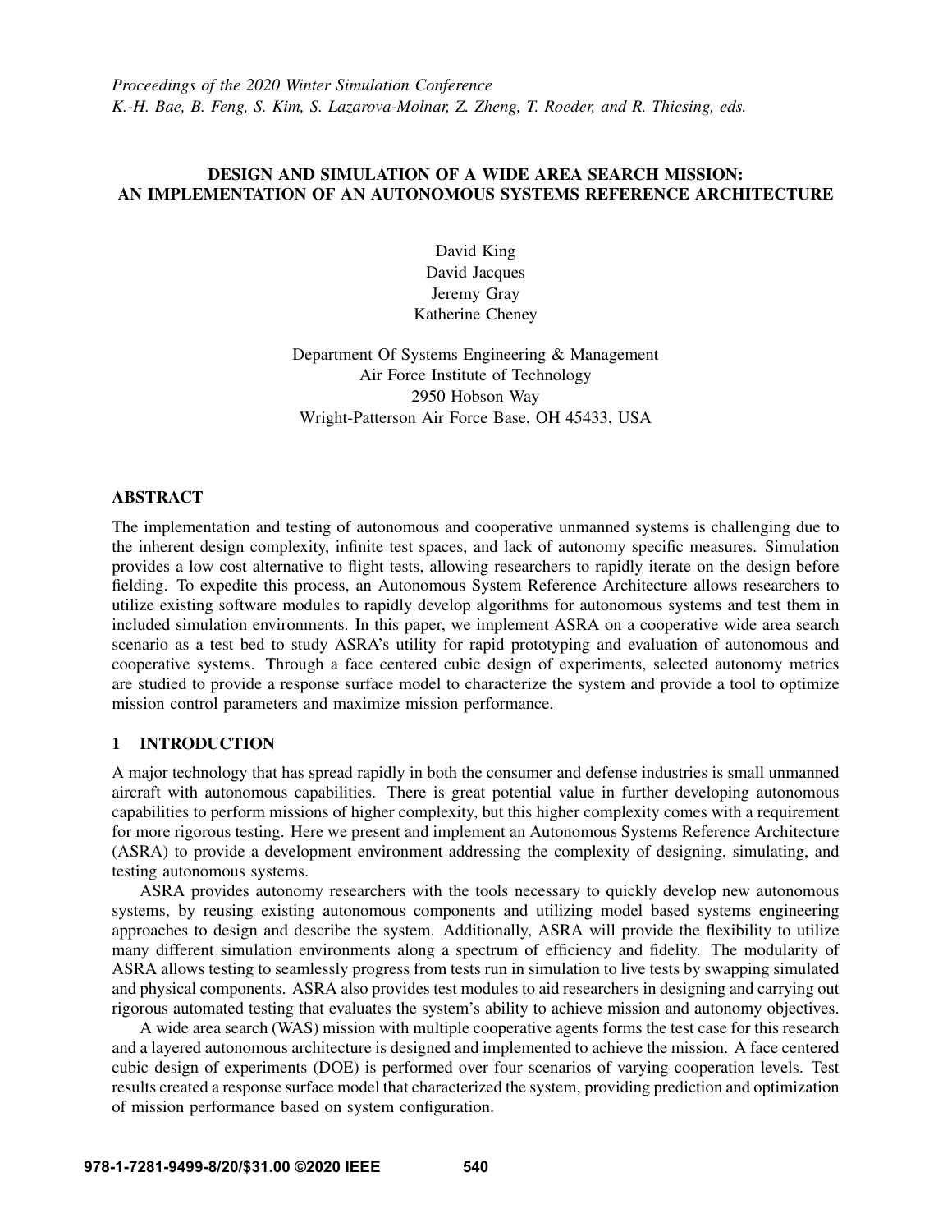# DESIGN AND SIMULATION OF A WIDE AREA SEARCH MISSION: AN IMPLEMENTATION OF AN AUTONOMOUS SYSTEMS REFERENCE ARCHITECTURE

David King
David Jacques
Jeremy Gray
Katherine Cheney

Department Of Systems Engineering & Management
Air Force Institute of Technology
2950 Hobson Way
Wright-Patterson Air Force Base, OH 45433, USA

## ABSTRACT

The implementation and testing of autonomous and cooperative unmanned systems is challenging due to the inherent design complexity, infinite test spaces, and lack of autonomy specific measures. Simulation provides a low cost alternative to flight tests, allowing researchers to rapidly iterate on the design before fielding. To expedite this process, an Autonomous System Reference Architecture allows researchers to utilize existing software modules to rapidly develop algorithms for autonomous systems and test them in included simulation environments. In this paper, we implement ASRA on a cooperative wide area search scenario as a test bed to study ASRA's utility for rapid prototyping and evaluation of autonomous and cooperative systems. Through a face centered cubic design of experiments, selected autonomy metrics are studied to provide a response surface model to characterize the system and provide a tool to optimize mission control parameters and maximize mission performance.

## 1 INTRODUCTION

A major technology that has spread rapidly in both the consumer and defense industries is small unmanned aircraft with autonomous capabilities. There is great potential value in further developing autonomous capabilities to perform missions of higher complexity, but this higher complexity comes with a requirement for more rigorous testing. Here we present and implement an Autonomous Systems Reference Architecture (ASRA) to provide a development environment addressing the complexity of designing, simulating, and testing autonomous systems.

ASRA provides autonomy researchers with the tools necessary to quickly develop new autonomous systems, by reusing existing autonomous components and utilizing model based systems engineering approaches to design and describe the system. Additionally, ASRA will provide the flexibility to utilize many different simulation environments along a spectrum of efficiency and fidelity. The modularity of ASRA allows testing to seamlessly progress from tests run in simulation to live tests by swapping simulated and physical components. ASRA also provides test modules to aid researchers in designing and carrying out rigorous automated testing that evaluates the system's ability to achieve mission and autonomy objectives.

A wide area search (WAS) mission with multiple cooperative agents forms the test case for this research and a layered autonomous architecture is designed and implemented to achieve the mission. A face centered cubic design of experiments (DOE) is performed over four scenarios of varying cooperation levels. Test results created a response surface model that characterized the system, providing prediction and optimization of mission performance based on system configuration.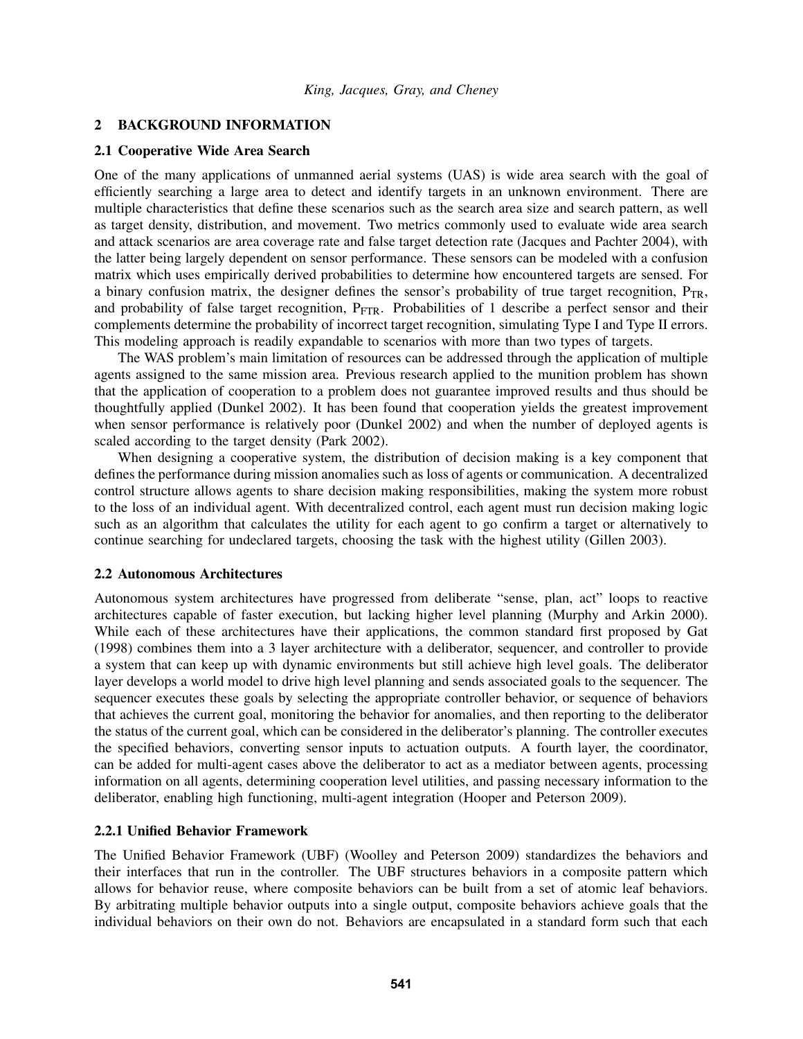## 2 BACKGROUND INFORMATION

### 2.1 Cooperative Wide Area Search

One of the many applications of unmanned aerial systems (UAS) is wide area search with the goal of efficiently searching a large area to detect and identify targets in an unknown environment. There are multiple characteristics that define these scenarios such as the search area size and search pattern, as well as target density, distribution, and movement. Two metrics commonly used to evaluate wide area search and attack scenarios are area coverage rate and false target detection rate (Jacques and Pachter 2004), with the latter being largely dependent on sensor performance. These sensors can be modeled with a confusion matrix which uses empirically derived probabilities to determine how encountered targets are sensed. For a binary confusion matrix, the designer defines the sensor's probability of true target recognition, $P_{TR}$, and probability of false target recognition, $P_{FTR}$. Probabilities of 1 describe a perfect sensor and their complements determine the probability of incorrect target recognition, simulating Type I and Type II errors. This modeling approach is readily expandable to scenarios with more than two types of targets.

The WAS problem's main limitation of resources can be addressed through the application of multiple agents assigned to the same mission area. Previous research applied to the munition problem has shown that the application of cooperation to a problem does not guarantee improved results and thus should be thoughtfully applied (Dunkel 2002). It has been found that cooperation yields the greatest improvement when sensor performance is relatively poor (Dunkel 2002) and when the number of deployed agents is scaled according to the target density (Park 2002).

When designing a cooperative system, the distribution of decision making is a key component that defines the performance during mission anomalies such as loss of agents or communication. A decentralized control structure allows agents to share decision making responsibilities, making the system more robust to the loss of an individual agent. With decentralized control, each agent must run decision making logic such as an algorithm that calculates the utility for each agent to go confirm a target or alternatively to continue searching for undeclared targets, choosing the task with the highest utility (Gillen 2003).

### 2.2 Autonomous Architectures

Autonomous system architectures have progressed from deliberate "sense, plan, act" loops to reactive architectures capable of faster execution, but lacking higher level planning (Murphy and Arkin 2000). While each of these architectures have their applications, the common standard first proposed by Gat (1998) combines them into a 3 layer architecture with a deliberator, sequencer, and controller to provide a system that can keep up with dynamic environments but still achieve high level goals. The deliberator layer develops a world model to drive high level planning and sends associated goals to the sequencer. The sequencer executes these goals by selecting the appropriate controller behavior, or sequence of behaviors that achieves the current goal, monitoring the behavior for anomalies, and then reporting to the deliberator the status of the current goal, which can be considered in the deliberator's planning. The controller executes the specified behaviors, converting sensor inputs to actuation outputs. A fourth layer, the coordinator, can be added for multi-agent cases above the deliberator to act as a mediator between agents, processing information on all agents, determining cooperation level utilities, and passing necessary information to the deliberator, enabling high functioning, multi-agent integration (Hooper and Peterson 2009).

#### 2.2.1 Unified Behavior Framework

The Unified Behavior Framework (UBF) (Woolley and Peterson 2009) standardizes the behaviors and their interfaces that run in the controller. The UBF structures behaviors in a composite pattern which allows for behavior reuse, where composite behaviors can be built from a set of atomic leaf behaviors. By arbitrating multiple behavior outputs into a single output, composite behaviors achieve goals that the individual behaviors on their own do not. Behaviors are encapsulated in a standard form such that each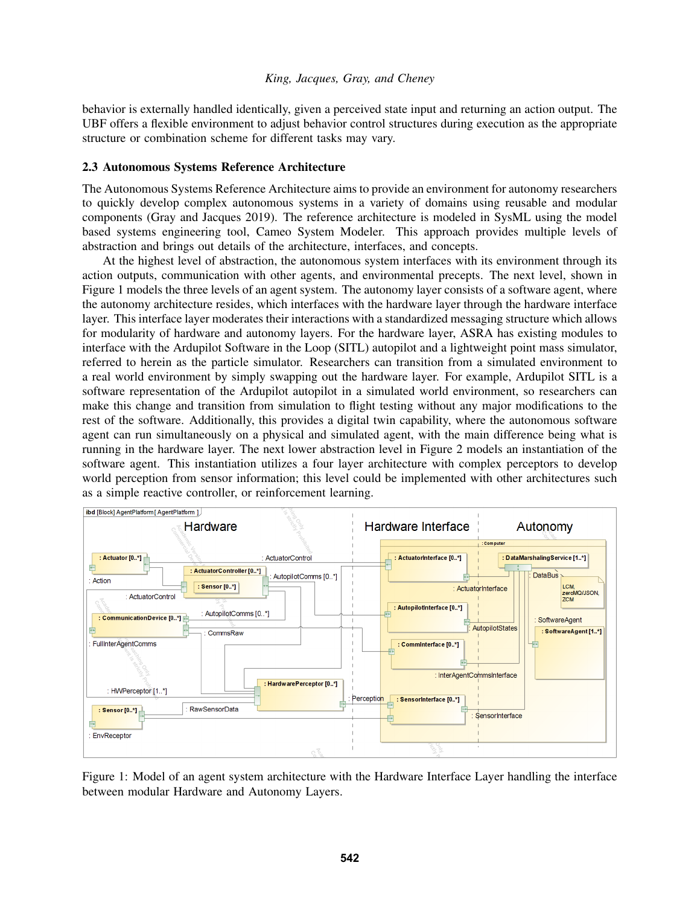behavior is externally handled identically, given a perceived state input and returning an action output. The UBF offers a flexible environment to adjust behavior control structures during execution as the appropriate structure or combination scheme for different tasks may vary.

### 2.3 Autonomous Systems Reference Architecture

The Autonomous Systems Reference Architecture aims to provide an environment for autonomy researchers to quickly develop complex autonomous systems in a variety of domains using reusable and modular components (Gray and Jacques 2019). The reference architecture is modeled in SysML using the model based systems engineering tool, Cameo System Modeler. This approach provides multiple levels of abstraction and brings out details of the architecture, interfaces, and concepts.

At the highest level of abstraction, the autonomous system interfaces with its environment through its action outputs, communication with other agents, and environmental precepts. The next level, shown in Figure 1 models the three levels of an agent system. The autonomy layer consists of a software agent, where the autonomy architecture resides, which interfaces with the hardware layer through the hardware interface layer. This interface layer moderates their interactions with a standardized messaging structure which allows for modularity of hardware and autonomy layers. For the hardware layer, ASRA has existing modules to interface with the Ardupilot Software in the Loop (SITL) autopilot and a lightweight point mass simulator, referred to herein as the particle simulator. Researchers can transition from a simulated environment to a real world environment by simply swapping out the hardware layer. For example, Ardupilot SITL is a software representation of the Ardupilot autopilot in a simulated world environment, so researchers can make this change and transition from simulation to flight testing without any major modifications to the rest of the software. Additionally, this provides a digital twin capability, where the autonomous software agent can run simultaneously on a physical and simulated agent, with the main difference being what is running in the hardware layer. The next lower abstraction level in Figure 2 models an instantiation of the software agent. This instantiation utilizes a four layer architecture with complex perceptors to develop world perception from sensor information; this level could be implemented with other architectures such as a simple reactive controller, or reinforcement learning.

Figure 1: Model of an agent system architecture with the Hardware Interface Layer handling the interface between modular Hardware and Autonomy Layers.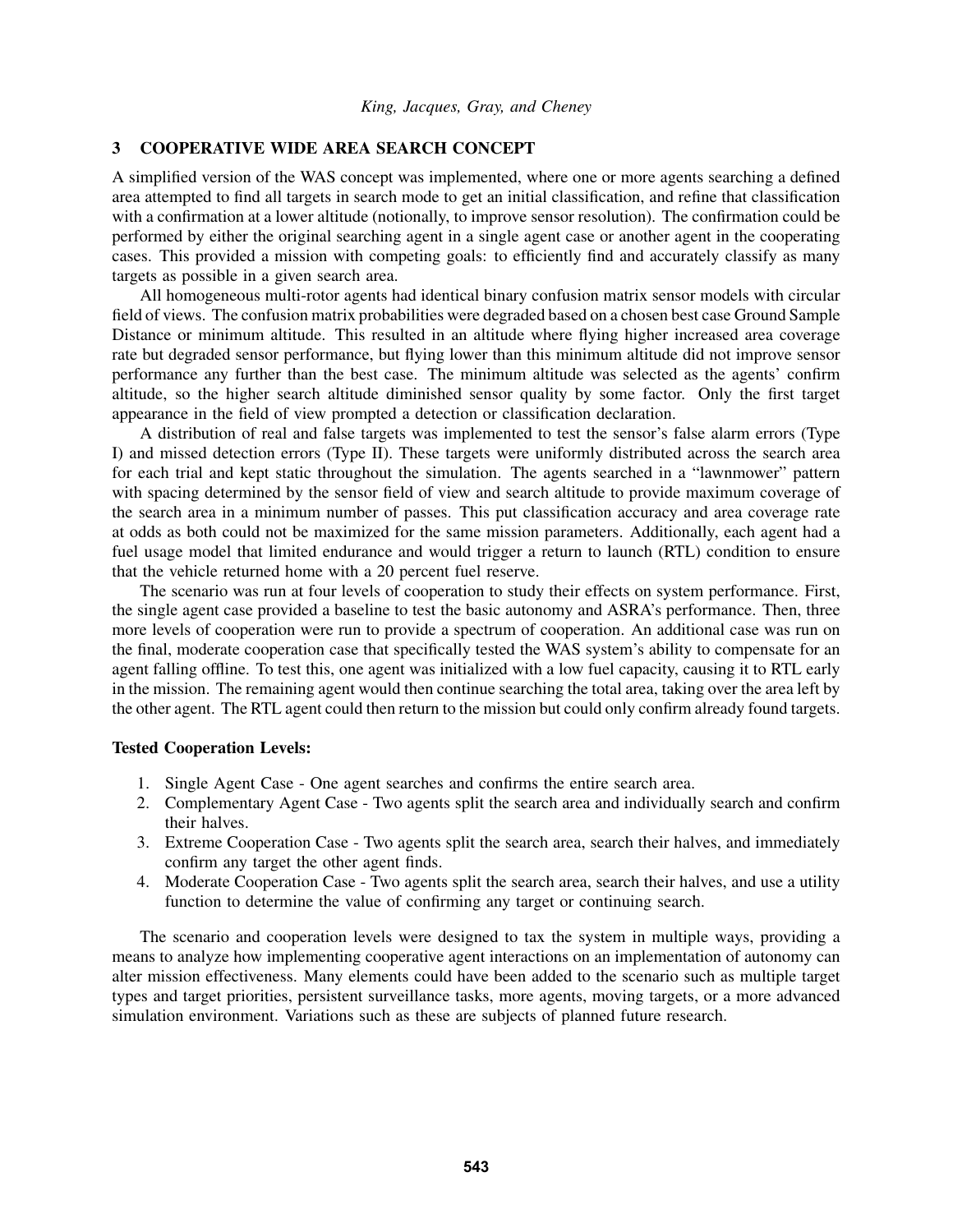## 3 COOPERATIVE WIDE AREA SEARCH CONCEPT

A simplified version of the WAS concept was implemented, where one or more agents searching a defined area attempted to find all targets in search mode to get an initial classification, and refine that classification with a confirmation at a lower altitude (notionally, to improve sensor resolution). The confirmation could be performed by either the original searching agent in a single agent case or another agent in the cooperating cases. This provided a mission with competing goals: to efficiently find and accurately classify as many targets as possible in a given search area.

All homogeneous multi-rotor agents had identical binary confusion matrix sensor models with circular field of views. The confusion matrix probabilities were degraded based on a chosen best case Ground Sample Distance or minimum altitude. This resulted in an altitude where flying higher increased area coverage rate but degraded sensor performance, but flying lower than this minimum altitude did not improve sensor performance any further than the best case. The minimum altitude was selected as the agents' confirm altitude, so the higher search altitude diminished sensor quality by some factor. Only the first target appearance in the field of view prompted a detection or classification declaration.

A distribution of real and false targets was implemented to test the sensor's false alarm errors (Type I) and missed detection errors (Type II). These targets were uniformly distributed across the search area for each trial and kept static throughout the simulation. The agents searched in a "lawnmower" pattern with spacing determined by the sensor field of view and search altitude to provide maximum coverage of the search area in a minimum number of passes. This put classification accuracy and area coverage rate at odds as both could not be maximized for the same mission parameters. Additionally, each agent had a fuel usage model that limited endurance and would trigger a return to launch (RTL) condition to ensure that the vehicle returned home with a 20 percent fuel reserve.

The scenario was run at four levels of cooperation to study their effects on system performance. First, the single agent case provided a baseline to test the basic autonomy and ASRA's performance. Then, three more levels of cooperation were run to provide a spectrum of cooperation. An additional case was run on the final, moderate cooperation case that specifically tested the WAS system's ability to compensate for an agent falling offline. To test this, one agent was initialized with a low fuel capacity, causing it to RTL early in the mission. The remaining agent would then continue searching the total area, taking over the area left by the other agent. The RTL agent could then return to the mission but could only confirm already found targets.

**Tested Cooperation Levels:**

1. Single Agent Case - One agent searches and confirms the entire search area.
2. Complementary Agent Case - Two agents split the search area and individually search and confirm their halves.
3. Extreme Cooperation Case - Two agents split the search area, search their halves, and immediately confirm any target the other agent finds.
4. Moderate Cooperation Case - Two agents split the search area, search their halves, and use a utility function to determine the value of confirming any target or continuing search.

The scenario and cooperation levels were designed to tax the system in multiple ways, providing a means to analyze how implementing cooperative agent interactions on an implementation of autonomy can alter mission effectiveness. Many elements could have been added to the scenario such as multiple target types and target priorities, persistent surveillance tasks, more agents, moving targets, or a more advanced simulation environment. Variations such as these are subjects of planned future research.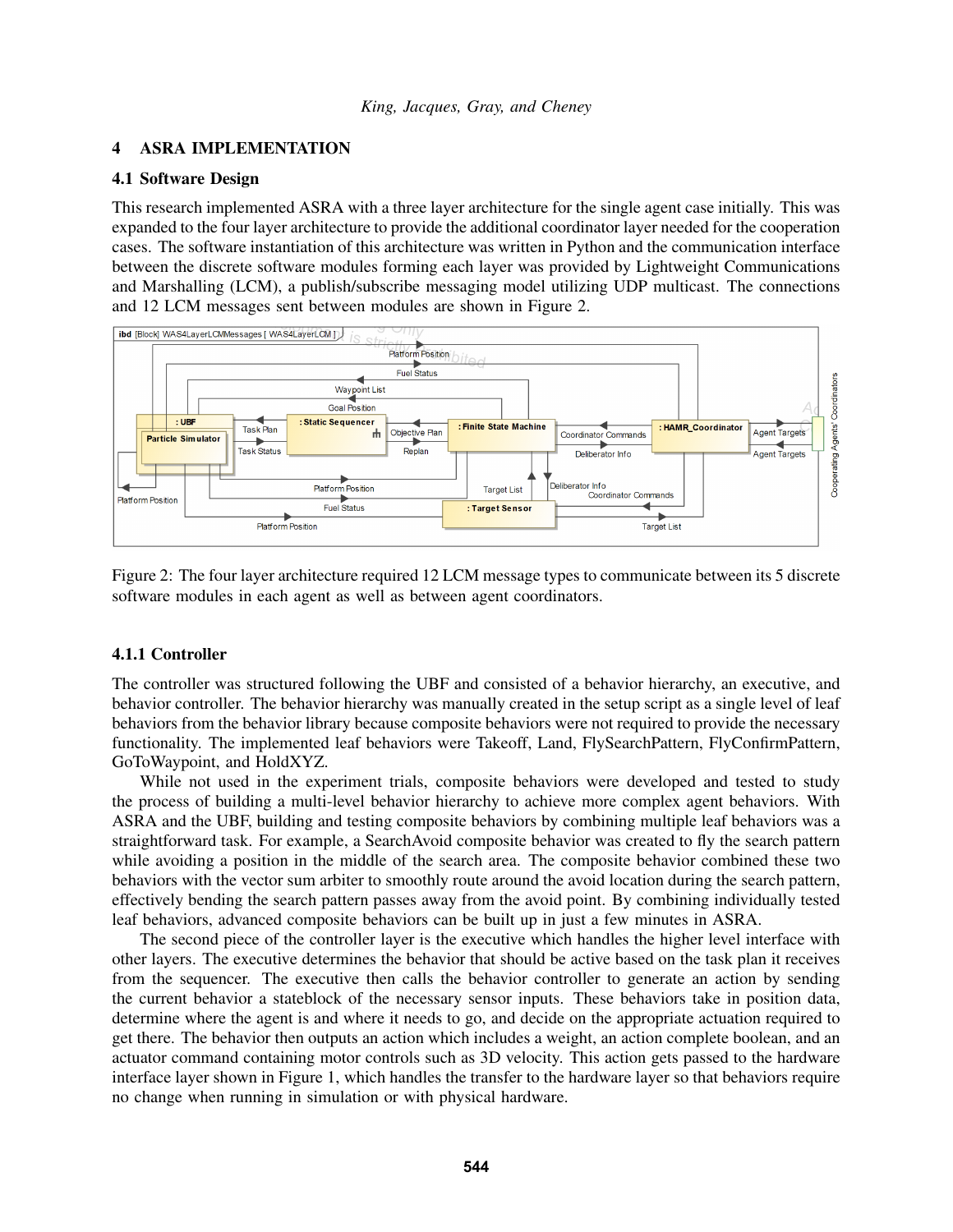## 4 ASRA IMPLEMENTATION

### 4.1 Software Design

This research implemented ASRA with a three layer architecture for the single agent case initially. This was expanded to the four layer architecture to provide the additional coordinator layer needed for the cooperation cases. The software instantiation of this architecture was written in Python and the communication interface between the discrete software modules forming each layer was provided by Lightweight Communications and Marshalling (LCM), a publish/subscribe messaging model utilizing UDP multicast. The connections and 12 LCM messages sent between modules are shown in Figure 2.

Figure 2: The four layer architecture required 12 LCM message types to communicate between its 5 discrete software modules in each agent as well as between agent coordinators.

#### 4.1.1 Controller

The controller was structured following the UBF and consisted of a behavior hierarchy, an executive, and behavior controller. The behavior hierarchy was manually created in the setup script as a single level of leaf behaviors from the behavior library because composite behaviors were not required to provide the necessary functionality. The implemented leaf behaviors were Takeoff, Land, FlySearchPattern, FlyConfirmPattern, GoToWaypoint, and HoldXYZ.

While not used in the experiment trials, composite behaviors were developed and tested to study the process of building a multi-level behavior hierarchy to achieve more complex agent behaviors. With ASRA and the UBF, building and testing composite behaviors by combining multiple leaf behaviors was a straightforward task. For example, a SearchAvoid composite behavior was created to fly the search pattern while avoiding a position in the middle of the search area. The composite behavior combined these two behaviors with the vector sum arbiter to smoothly route around the avoid location during the search pattern, effectively bending the search pattern passes away from the avoid point. By combining individually tested leaf behaviors, advanced composite behaviors can be built up in just a few minutes in ASRA.

The second piece of the controller layer is the executive which handles the higher level interface with other layers. The executive determines the behavior that should be active based on the task plan it receives from the sequencer. The executive then calls the behavior controller to generate an action by sending the current behavior a stateblock of the necessary sensor inputs. These behaviors take in position data, determine where the agent is and where it needs to go, and decide on the appropriate actuation required to get there. The behavior then outputs an action which includes a weight, an action complete boolean, and an actuator command containing motor controls such as 3D velocity. This action gets passed to the hardware interface layer shown in Figure 1, which handles the transfer to the hardware layer so that behaviors require no change when running in simulation or with physical hardware.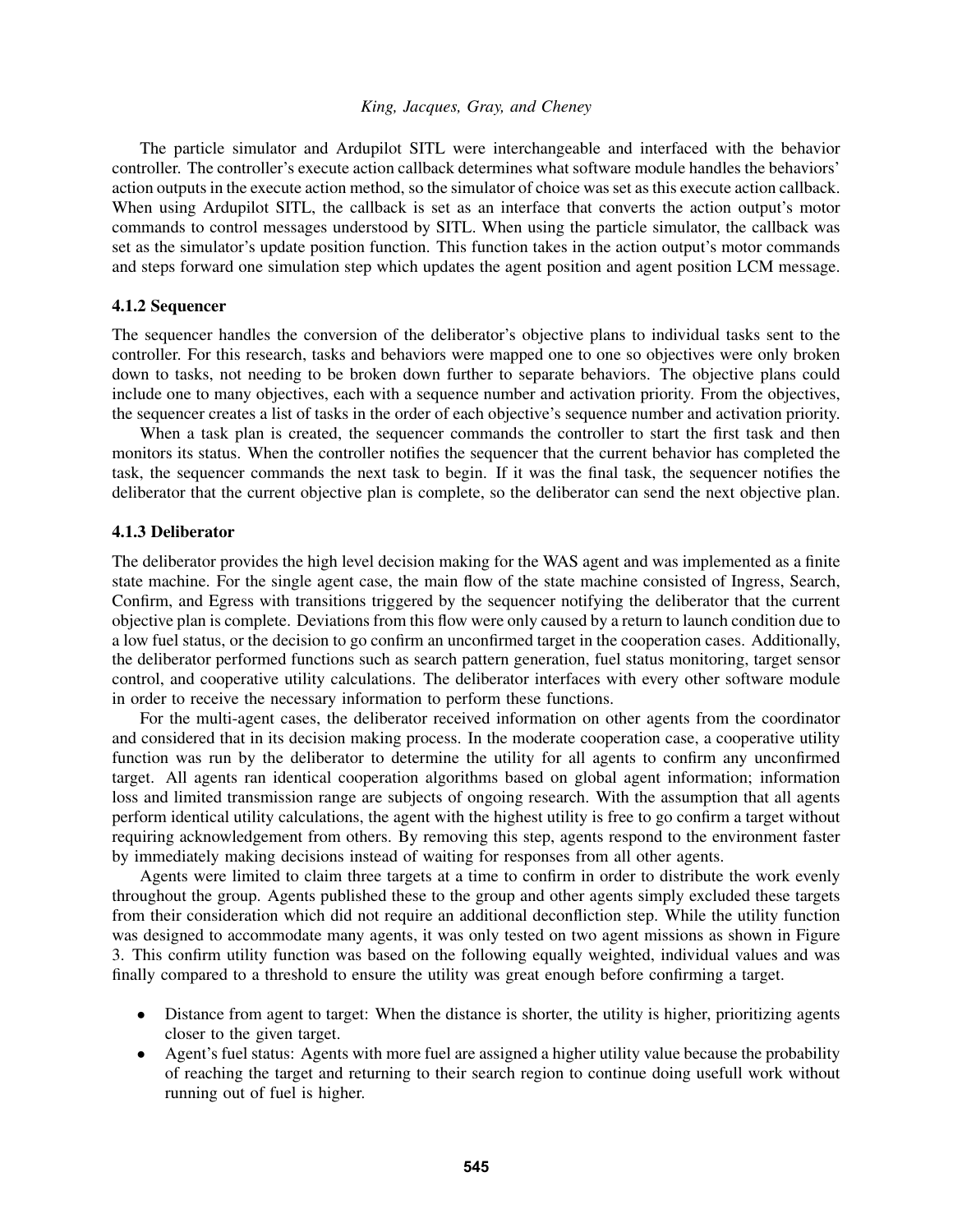The particle simulator and Ardupilot SITL were interchangeable and interfaced with the behavior controller. The controller's execute action callback determines what software module handles the behaviors' action outputs in the execute action method, so the simulator of choice was set as this execute action callback. When using Ardupilot SITL, the callback is set as an interface that converts the action output's motor commands to control messages understood by SITL. When using the particle simulator, the callback was set as the simulator's update position function. This function takes in the action output's motor commands and steps forward one simulation step which updates the agent position and agent position LCM message.

### 4.1.2 Sequencer

The sequencer handles the conversion of the deliberator's objective plans to individual tasks sent to the controller. For this research, tasks and behaviors were mapped one to one so objectives were only broken down to tasks, not needing to be broken down further to separate behaviors. The objective plans could include one to many objectives, each with a sequence number and activation priority. From the objectives, the sequencer creates a list of tasks in the order of each objective's sequence number and activation priority.

When a task plan is created, the sequencer commands the controller to start the first task and then monitors its status. When the controller notifies the sequencer that the current behavior has completed the task, the sequencer commands the next task to begin. If it was the final task, the sequencer notifies the deliberator that the current objective plan is complete, so the deliberator can send the next objective plan.

### 4.1.3 Deliberator

The deliberator provides the high level decision making for the WAS agent and was implemented as a finite state machine. For the single agent case, the main flow of the state machine consisted of Ingress, Search, Confirm, and Egress with transitions triggered by the sequencer notifying the deliberator that the current objective plan is complete. Deviations from this flow were only caused by a return to launch condition due to a low fuel status, or the decision to go confirm an unconfirmed target in the cooperation cases. Additionally, the deliberator performed functions such as search pattern generation, fuel status monitoring, target sensor control, and cooperative utility calculations. The deliberator interfaces with every other software module in order to receive the necessary information to perform these functions.

For the multi-agent cases, the deliberator received information on other agents from the coordinator and considered that in its decision making process. In the moderate cooperation case, a cooperative utility function was run by the deliberator to determine the utility for all agents to confirm any unconfirmed target. All agents ran identical cooperation algorithms based on global agent information; information loss and limited transmission range are subjects of ongoing research. With the assumption that all agents perform identical utility calculations, the agent with the highest utility is free to go confirm a target without requiring acknowledgement from others. By removing this step, agents respond to the environment faster by immediately making decisions instead of waiting for responses from all other agents.

Agents were limited to claim three targets at a time to confirm in order to distribute the work evenly throughout the group. Agents published these to the group and other agents simply excluded these targets from their consideration which did not require an additional deconfliction step. While the utility function was designed to accommodate many agents, it was only tested on two agent missions as shown in Figure 3. This confirm utility function was based on the following equally weighted, individual values and was finally compared to a threshold to ensure the utility was great enough before confirming a target.

- Distance from agent to target: When the distance is shorter, the utility is higher, prioritizing agents closer to the given target.
- Agent's fuel status: Agents with more fuel are assigned a higher utility value because the probability of reaching the target and returning to their search region to continue doing usefull work without running out of fuel is higher.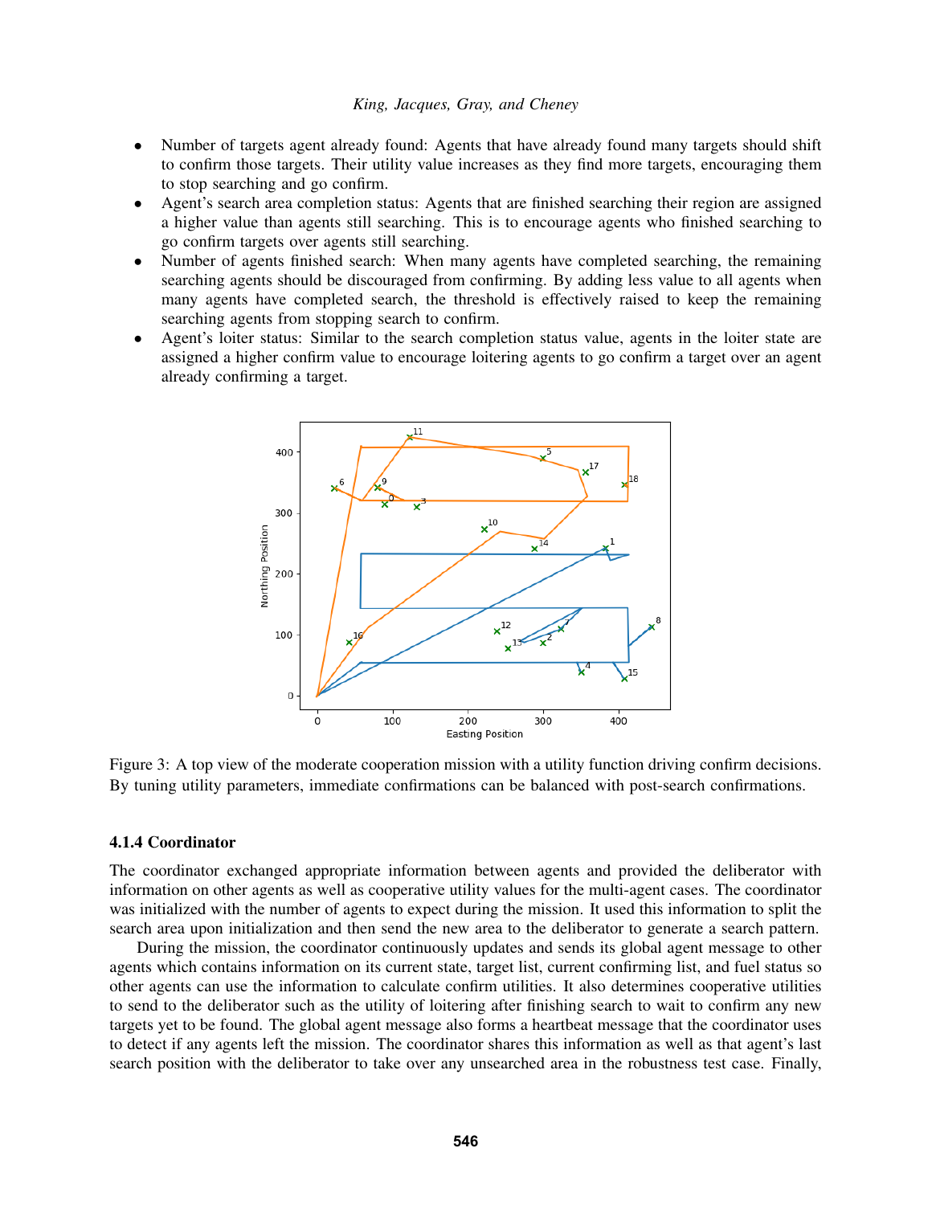- Number of targets agent already found: Agents that have already found many targets should shift to confirm those targets. Their utility value increases as they find more targets, encouraging them to stop searching and go confirm.
- Agent's search area completion status: Agents that are finished searching their region are assigned a higher value than agents still searching. This is to encourage agents who finished searching to go confirm targets over agents still searching.
- Number of agents finished search: When many agents have completed searching, the remaining searching agents should be discouraged from confirming. By adding less value to all agents when many agents have completed search, the threshold is effectively raised to keep the remaining searching agents from stopping search to confirm.
- Agent's loiter status: Similar to the search completion status value, agents in the loiter state are assigned a higher confirm value to encourage loitering agents to go confirm a target over an agent already confirming a target.

Figure 3: A top view of the moderate cooperation mission with a utility function driving confirm decisions. By tuning utility parameters, immediate confirmations can be balanced with post-search confirmations.

#### 4.1.4 Coordinator

The coordinator exchanged appropriate information between agents and provided the deliberator with information on other agents as well as cooperative utility values for the multi-agent cases. The coordinator was initialized with the number of agents to expect during the mission. It used this information to split the search area upon initialization and then send the new area to the deliberator to generate a search pattern.

During the mission, the coordinator continuously updates and sends its global agent message to other agents which contains information on its current state, target list, current confirming list, and fuel status so other agents can use the information to calculate confirm utilities. It also determines cooperative utilities to send to the deliberator such as the utility of loitering after finishing search to wait to confirm any new targets yet to be found. The global agent message also forms a heartbeat message that the coordinator uses to detect if any agents left the mission. The coordinator shares this information as well as that agent's last search position with the deliberator to take over any unsearched area in the robustness test case. Finally,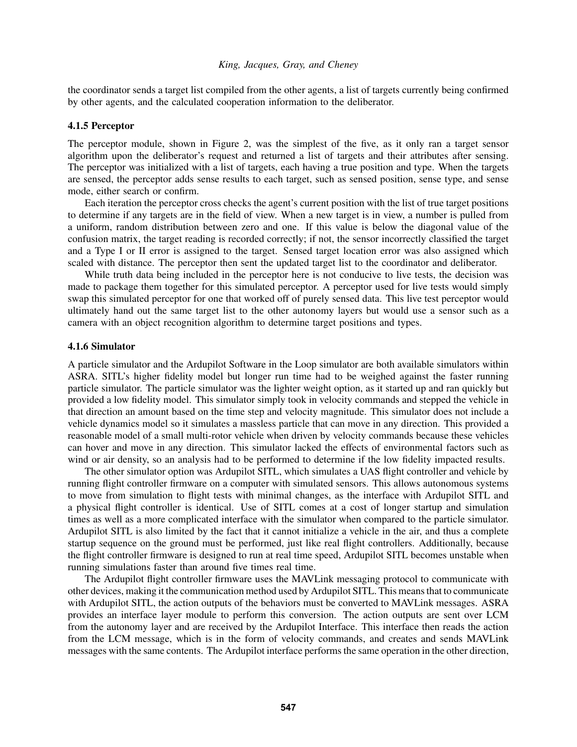the coordinator sends a target list compiled from the other agents, a list of targets currently being confirmed by other agents, and the calculated cooperation information to the deliberator.

### 4.1.5 Perceptor

The perceptor module, shown in Figure 2, was the simplest of the five, as it only ran a target sensor algorithm upon the deliberator's request and returned a list of targets and their attributes after sensing. The perceptor was initialized with a list of targets, each having a true position and type. When the targets are sensed, the perceptor adds sense results to each target, such as sensed position, sense type, and sense mode, either search or confirm.

Each iteration the perceptor cross checks the agent's current position with the list of true target positions to determine if any targets are in the field of view. When a new target is in view, a number is pulled from a uniform, random distribution between zero and one. If this value is below the diagonal value of the confusion matrix, the target reading is recorded correctly; if not, the sensor incorrectly classified the target and a Type I or II error is assigned to the target. Sensed target location error was also assigned which scaled with distance. The perceptor then sent the updated target list to the coordinator and deliberator.

While truth data being included in the perceptor here is not conducive to live tests, the decision was made to package them together for this simulated perceptor. A perceptor used for live tests would simply swap this simulated perceptor for one that worked off of purely sensed data. This live test perceptor would ultimately hand out the same target list to the other autonomy layers but would use a sensor such as a camera with an object recognition algorithm to determine target positions and types.

### 4.1.6 Simulator

A particle simulator and the Ardupilot Software in the Loop simulator are both available simulators within ASRA. SITL's higher fidelity model but longer run time had to be weighed against the faster running particle simulator. The particle simulator was the lighter weight option, as it started up and ran quickly but provided a low fidelity model. This simulator simply took in velocity commands and stepped the vehicle in that direction an amount based on the time step and velocity magnitude. This simulator does not include a vehicle dynamics model so it simulates a massless particle that can move in any direction. This provided a reasonable model of a small multi-rotor vehicle when driven by velocity commands because these vehicles can hover and move in any direction. This simulator lacked the effects of environmental factors such as wind or air density, so an analysis had to be performed to determine if the low fidelity impacted results.

The other simulator option was Ardupilot SITL, which simulates a UAS flight controller and vehicle by running flight controller firmware on a computer with simulated sensors. This allows autonomous systems to move from simulation to flight tests with minimal changes, as the interface with Ardupilot SITL and a physical flight controller is identical. Use of SITL comes at a cost of longer startup and simulation times as well as a more complicated interface with the simulator when compared to the particle simulator. Ardupilot SITL is also limited by the fact that it cannot initialize a vehicle in the air, and thus a complete startup sequence on the ground must be performed, just like real flight controllers. Additionally, because the flight controller firmware is designed to run at real time speed, Ardupilot SITL becomes unstable when running simulations faster than around five times real time.

The Ardupilot flight controller firmware uses the MAVLink messaging protocol to communicate with other devices, making it the communication method used by Ardupilot SITL. This means that to communicate with Ardupilot SITL, the action outputs of the behaviors must be converted to MAVLink messages. ASRA provides an interface layer module to perform this conversion. The action outputs are sent over LCM from the autonomy layer and are received by the Ardupilot Interface. This interface then reads the action from the LCM message, which is in the form of velocity commands, and creates and sends MAVLink messages with the same contents. The Ardupilot interface performs the same operation in the other direction,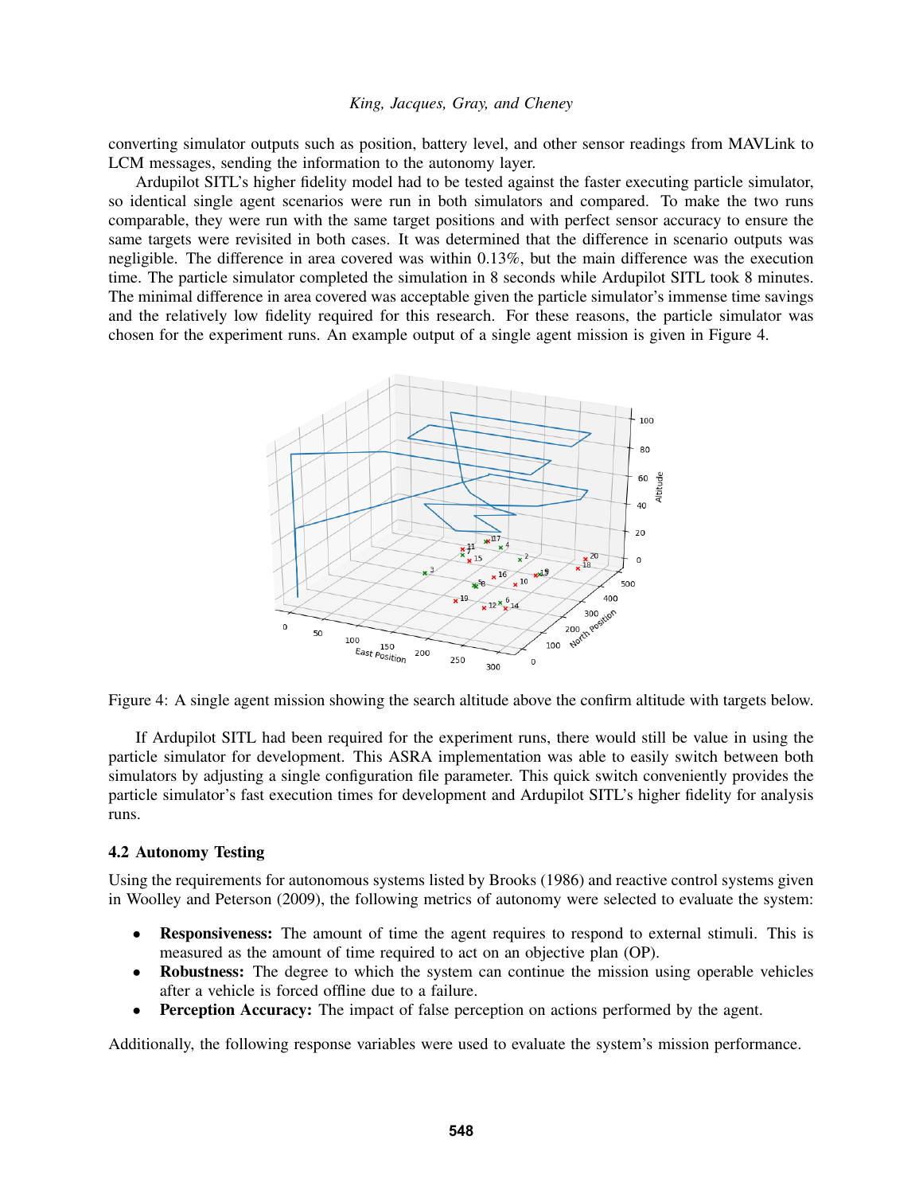converting simulator outputs such as position, battery level, and other sensor readings from MAVLink to LCM messages, sending the information to the autonomy layer.

Ardupilot SITL's higher fidelity model had to be tested against the faster executing particle simulator, so identical single agent scenarios were run in both simulators and compared. To make the two runs comparable, they were run with the same target positions and with perfect sensor accuracy to ensure the same targets were revisited in both cases. It was determined that the difference in scenario outputs was negligible. The difference in area covered was within 0.13%, but the main difference was the execution time. The particle simulator completed the simulation in 8 seconds while Ardupilot SITL took 8 minutes. The minimal difference in area covered was acceptable given the particle simulator's immense time savings and the relatively low fidelity required for this research. For these reasons, the particle simulator was chosen for the experiment runs. An example output of a single agent mission is given in Figure 4.

Figure 4: A single agent mission showing the search altitude above the confirm altitude with targets below.

If Ardupilot SITL had been required for the experiment runs, there would still be value in using the particle simulator for development. This ASRA implementation was able to easily switch between both simulators by adjusting a single configuration file parameter. This quick switch conveniently provides the particle simulator's fast execution times for development and Ardupilot SITL's higher fidelity for analysis runs.

### 4.2 Autonomy Testing

Using the requirements for autonomous systems listed by Brooks (1986) and reactive control systems given in Woolley and Peterson (2009), the following metrics of autonomy were selected to evaluate the system:

- **Responsiveness:** The amount of time the agent requires to respond to external stimuli. This is measured as the amount of time required to act on an objective plan (OP).
- **Robustness:** The degree to which the system can continue the mission using operable vehicles after a vehicle is forced offline due to a failure.
- **Perception Accuracy:** The impact of false perception on actions performed by the agent.

Additionally, the following response variables were used to evaluate the system's mission performance.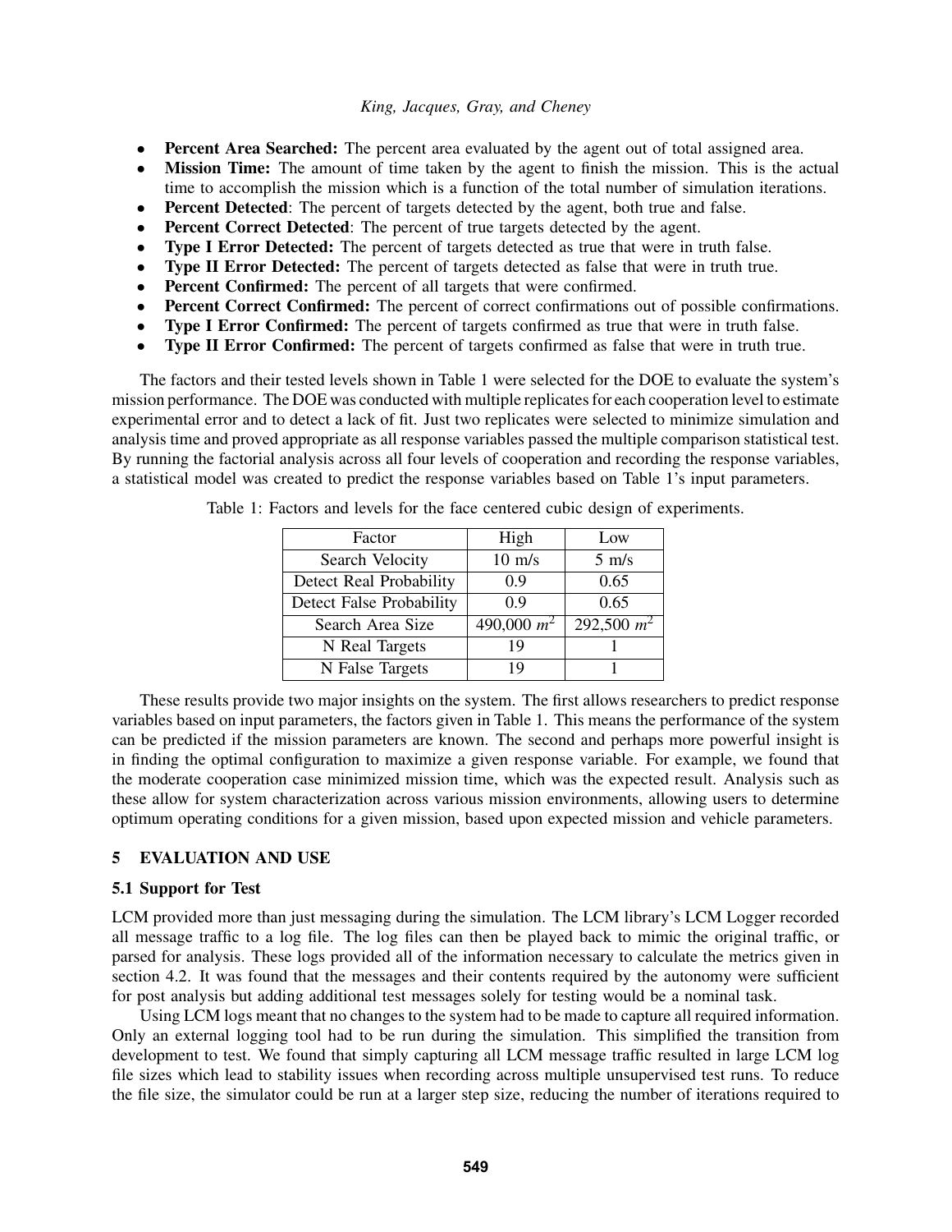- **Percent Area Searched:** The percent area evaluated by the agent out of total assigned area.
- **Mission Time:** The amount of time taken by the agent to finish the mission. This is the actual time to accomplish the mission which is a function of the total number of simulation iterations.
- **Percent Detected**: The percent of targets detected by the agent, both true and false.
- **Percent Correct Detected**: The percent of true targets detected by the agent.
- **Type I Error Detected:** The percent of targets detected as true that were in truth false.
- **Type II Error Detected:** The percent of targets detected as false that were in truth true.
- **Percent Confirmed:** The percent of all targets that were confirmed.
- **Percent Correct Confirmed:** The percent of correct confirmations out of possible confirmations.
- **Type I Error Confirmed:** The percent of targets confirmed as true that were in truth false.
- **Type II Error Confirmed:** The percent of targets confirmed as false that were in truth true.

The factors and their tested levels shown in Table 1 were selected for the DOE to evaluate the system's mission performance. The DOE was conducted with multiple replicates for each cooperation level to estimate experimental error and to detect a lack of fit. Just two replicates were selected to minimize simulation and analysis time and proved appropriate as all response variables passed the multiple comparison statistical test. By running the factorial analysis across all four levels of cooperation and recording the response variables, a statistical model was created to predict the response variables based on Table 1's input parameters.

Table 1: Factors and levels for the face centered cubic design of experiments.

| Factor | High | Low |
| --- | --- | --- |
| Search Velocity | 10 m/s | 5 m/s |
| Detect Real Probability | 0.9 | 0.65 |
| Detect False Probability | 0.9 | 0.65 |
| Search Area Size | 490,000 $m^2$ | 292,500 $m^2$ |
| N Real Targets | 19 | 1 |
| N False Targets | 19 | 1 |

These results provide two major insights on the system. The first allows researchers to predict response variables based on input parameters, the factors given in Table 1. This means the performance of the system can be predicted if the mission parameters are known. The second and perhaps more powerful insight is in finding the optimal configuration to maximize a given response variable. For example, we found that the moderate cooperation case minimized mission time, which was the expected result. Analysis such as these allow for system characterization across various mission environments, allowing users to determine optimum operating conditions for a given mission, based upon expected mission and vehicle parameters.

## 5 EVALUATION AND USE

### 5.1 Support for Test

LCM provided more than just messaging during the simulation. The LCM library's LCM Logger recorded all message traffic to a log file. The log files can then be played back to mimic the original traffic, or parsed for analysis. These logs provided all of the information necessary to calculate the metrics given in section 4.2. It was found that the messages and their contents required by the autonomy were sufficient for post analysis but adding additional test messages solely for testing would be a nominal task.

Using LCM logs meant that no changes to the system had to be made to capture all required information. Only an external logging tool had to be run during the simulation. This simplified the transition from development to test. We found that simply capturing all LCM message traffic resulted in large LCM log file sizes which lead to stability issues when recording across multiple unsupervised test runs. To reduce the file size, the simulator could be run at a larger step size, reducing the number of iterations required to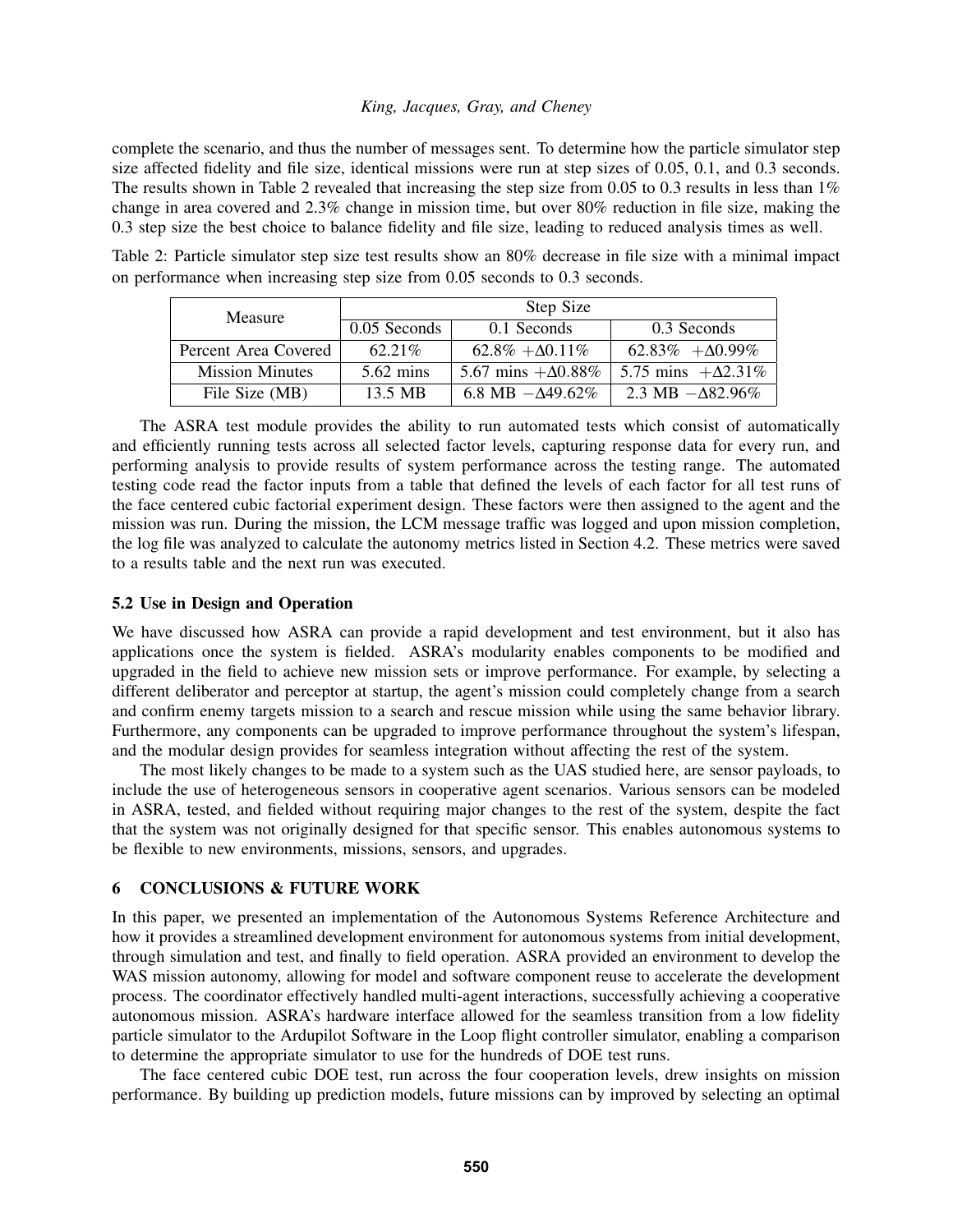complete the scenario, and thus the number of messages sent. To determine how the particle simulator step size affected fidelity and file size, identical missions were run at step sizes of 0.05, 0.1, and 0.3 seconds. The results shown in Table 2 revealed that increasing the step size from 0.05 to 0.3 results in less than 1% change in area covered and 2.3% change in mission time, but over 80% reduction in file size, making the 0.3 step size the best choice to balance fidelity and file size, leading to reduced analysis times as well.

Table 2: Particle simulator step size test results show an 80% decrease in file size with a minimal impact on performance when increasing step size from 0.05 seconds to 0.3 seconds.

| Measure | Step Size | | |
|---|---|---|---|
| | 0.05 Seconds | 0.1 Seconds | 0.3 Seconds |
| Percent Area Covered | 62.21% | 62.8% $+\Delta 0.11\%$ | 62.83% $+\Delta 0.99\%$ |
| Mission Minutes | 5.62 mins | 5.67 mins $+\Delta 0.88\%$ | 5.75 mins $+\Delta 2.31\%$ |
| File Size (MB) | 13.5 MB | 6.8 MB $-\Delta 49.62\%$ | 2.3 MB $-\Delta 82.96\%$ |

The ASRA test module provides the ability to run automated tests which consist of automatically and efficiently running tests across all selected factor levels, capturing response data for every run, and performing analysis to provide results of system performance across the testing range. The automated testing code read the factor inputs from a table that defined the levels of each factor for all test runs of the face centered cubic factorial experiment design. These factors were then assigned to the agent and the mission was run. During the mission, the LCM message traffic was logged and upon mission completion, the log file was analyzed to calculate the autonomy metrics listed in Section 4.2. These metrics were saved to a results table and the next run was executed.

### 5.2 Use in Design and Operation

We have discussed how ASRA can provide a rapid development and test environment, but it also has applications once the system is fielded. ASRA's modularity enables components to be modified and upgraded in the field to achieve new mission sets or improve performance. For example, by selecting a different deliberator and perceptor at startup, the agent's mission could completely change from a search and confirm enemy targets mission to a search and rescue mission while using the same behavior library. Furthermore, any components can be upgraded to improve performance throughout the system's lifespan, and the modular design provides for seamless integration without affecting the rest of the system.

The most likely changes to be made to a system such as the UAS studied here, are sensor payloads, to include the use of heterogeneous sensors in cooperative agent scenarios. Various sensors can be modeled in ASRA, tested, and fielded without requiring major changes to the rest of the system, despite the fact that the system was not originally designed for that specific sensor. This enables autonomous systems to be flexible to new environments, missions, sensors, and upgrades.

## 6 CONCLUSIONS & FUTURE WORK

In this paper, we presented an implementation of the Autonomous Systems Reference Architecture and how it provides a streamlined development environment for autonomous systems from initial development, through simulation and test, and finally to field operation. ASRA provided an environment to develop the WAS mission autonomy, allowing for model and software component reuse to accelerate the development process. The coordinator effectively handled multi-agent interactions, successfully achieving a cooperative autonomous mission. ASRA's hardware interface allowed for the seamless transition from a low fidelity particle simulator to the Ardupilot Software in the Loop flight controller simulator, enabling a comparison to determine the appropriate simulator to use for the hundreds of DOE test runs.

The face centered cubic DOE test, run across the four cooperation levels, drew insights on mission performance. By building up prediction models, future missions can by improved by selecting an optimal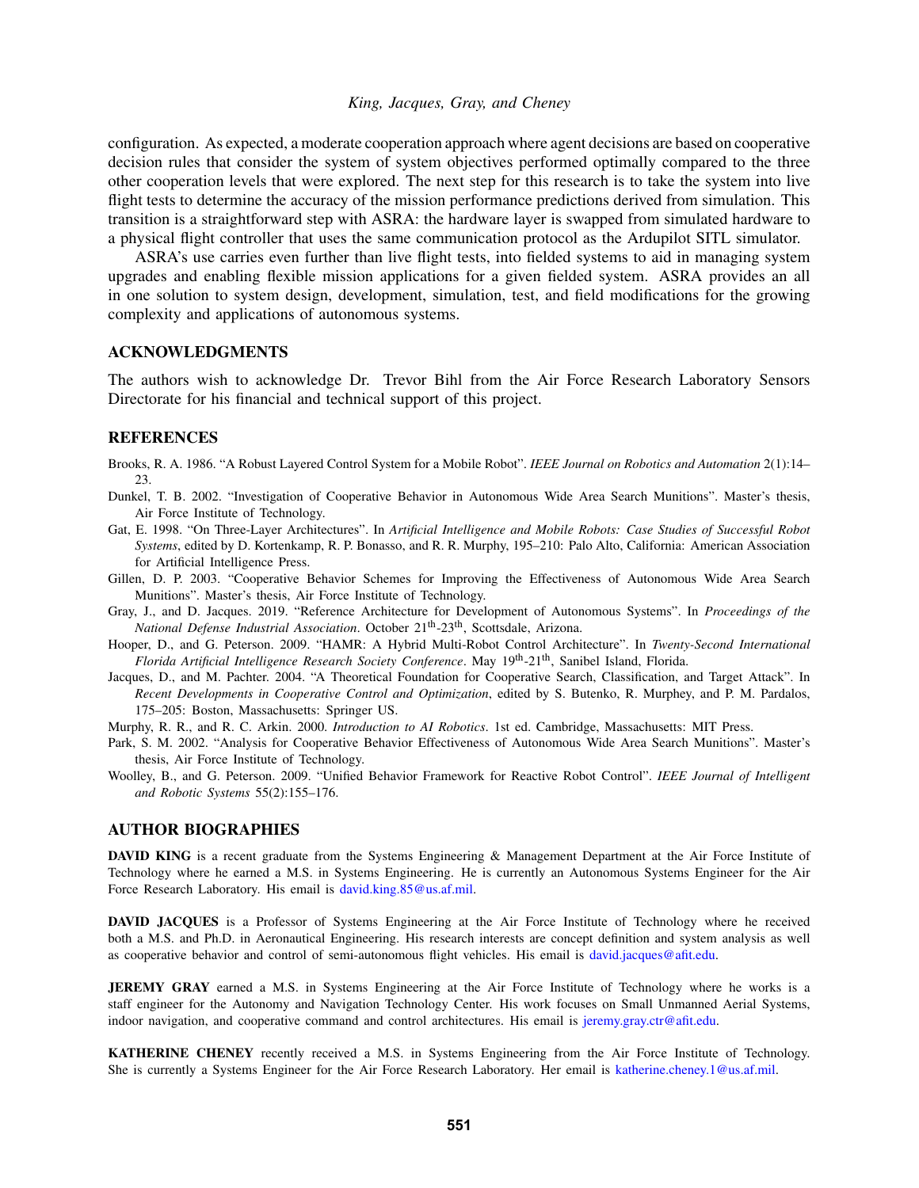configuration. As expected, a moderate cooperation approach where agent decisions are based on cooperative decision rules that consider the system of system objectives performed optimally compared to the three other cooperation levels that were explored. The next step for this research is to take the system into live flight tests to determine the accuracy of the mission performance predictions derived from simulation. This transition is a straightforward step with ASRA: the hardware layer is swapped from simulated hardware to a physical flight controller that uses the same communication protocol as the Ardupilot SITL simulator.

ASRA's use carries even further than live flight tests, into fielded systems to aid in managing system upgrades and enabling flexible mission applications for a given fielded system. ASRA provides an all in one solution to system design, development, simulation, test, and field modifications for the growing complexity and applications of autonomous systems.

## ACKNOWLEDGMENTS

The authors wish to acknowledge Dr. Trevor Bihl from the Air Force Research Laboratory Sensors Directorate for his financial and technical support of this project.

## REFERENCES

Brooks, R. A. 1986. "A Robust Layered Control System for a Mobile Robot". *IEEE Journal on Robotics and Automation* 2(1):14–23.

Dunkel, T. B. 2002. "Investigation of Cooperative Behavior in Autonomous Wide Area Search Munitions". Master's thesis, Air Force Institute of Technology.

Gat, E. 1998. "On Three-Layer Architectures". In *Artificial Intelligence and Mobile Robots: Case Studies of Successful Robot Systems*, edited by D. Kortenkamp, R. P. Bonasso, and R. R. Murphy, 195–210: Palo Alto, California: American Association for Artificial Intelligence Press.

Gillen, D. P. 2003. "Cooperative Behavior Schemes for Improving the Effectiveness of Autonomous Wide Area Search Munitions". Master's thesis, Air Force Institute of Technology.

Gray, J., and D. Jacques. 2019. "Reference Architecture for Development of Autonomous Systems". In *Proceedings of the National Defense Industrial Association*. October 21th-23th, Scottsdale, Arizona.

Hooper, D., and G. Peterson. 2009. "HAMR: A Hybrid Multi-Robot Control Architecture". In *Twenty-Second International Florida Artificial Intelligence Research Society Conference*. May 19th-21th, Sanibel Island, Florida.

Jacques, D., and M. Pachter. 2004. "A Theoretical Foundation for Cooperative Search, Classification, and Target Attack". In *Recent Developments in Cooperative Control and Optimization*, edited by S. Butenko, R. Murphey, and P. M. Pardalos, 175–205: Boston, Massachusetts: Springer US.

Murphy, R. R., and R. C. Arkin. 2000. *Introduction to AI Robotics*. 1st ed. Cambridge, Massachusetts: MIT Press.

Park, S. M. 2002. "Analysis for Cooperative Behavior Effectiveness of Autonomous Wide Area Search Munitions". Master's thesis, Air Force Institute of Technology.

Woolley, B., and G. Peterson. 2009. "Unified Behavior Framework for Reactive Robot Control". *IEEE Journal of Intelligent and Robotic Systems* 55(2):155–176.

## AUTHOR BIOGRAPHIES

**DAVID KING** is a recent graduate from the Systems Engineering & Management Department at the Air Force Institute of Technology where he earned a M.S. in Systems Engineering. He is currently an Autonomous Systems Engineer for the Air Force Research Laboratory. His email is david.king.85@us.af.mil.

**DAVID JACQUES** is a Professor of Systems Engineering at the Air Force Institute of Technology where he received both a M.S. and Ph.D. in Aeronautical Engineering. His research interests are concept definition and system analysis as well as cooperative behavior and control of semi-autonomous flight vehicles. His email is david.jacques@afit.edu.

**JEREMY GRAY** earned a M.S. in Systems Engineering at the Air Force Institute of Technology where he works is a staff engineer for the Autonomy and Navigation Technology Center. His work focuses on Small Unmanned Aerial Systems, indoor navigation, and cooperative command and control architectures. His email is jeremy.gray.ctr@afit.edu.

**KATHERINE CHENEY** recently received a M.S. in Systems Engineering from the Air Force Institute of Technology. She is currently a Systems Engineer for the Air Force Research Laboratory. Her email is katherine.cheney.1@us.af.mil.